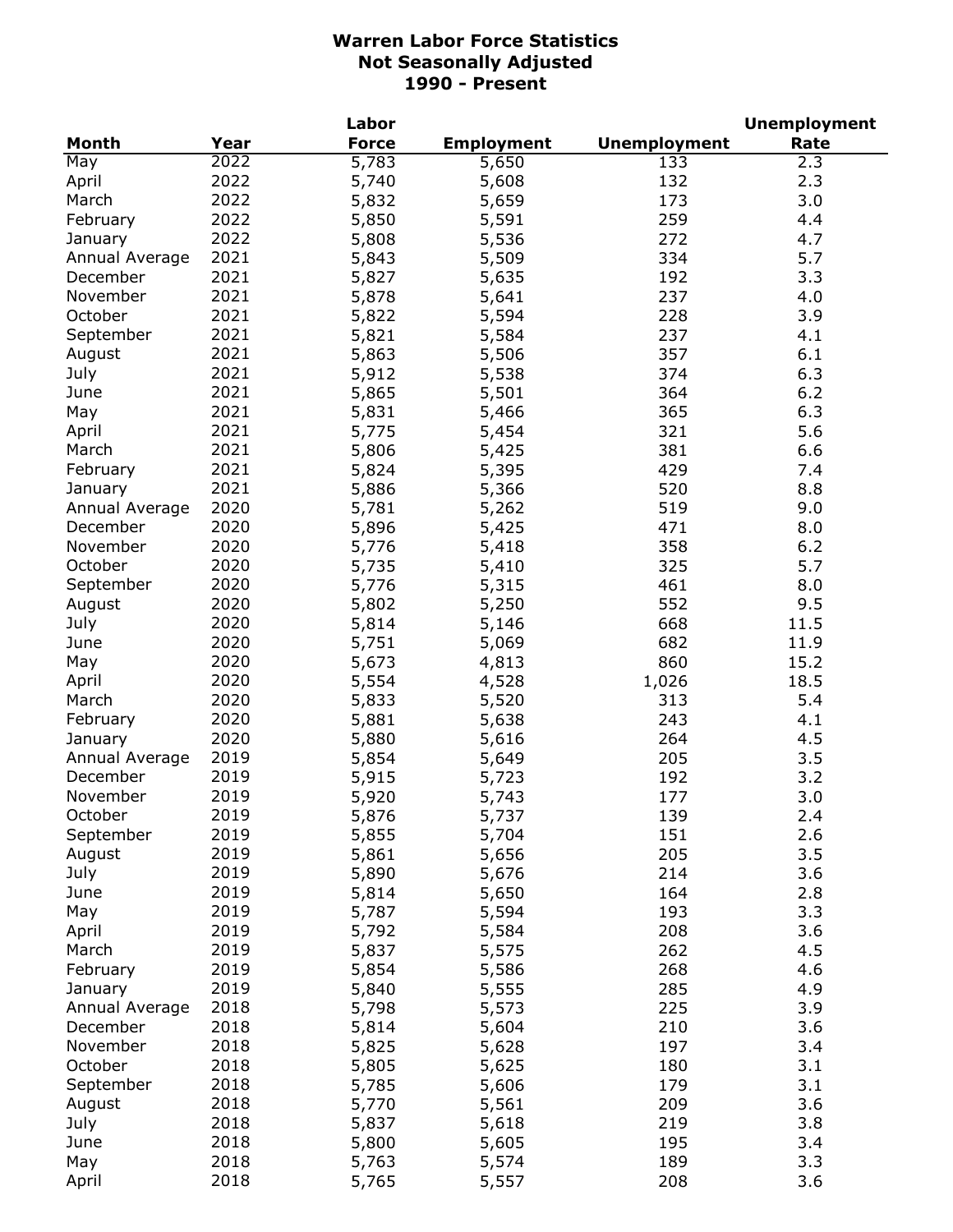# Warren Labor Force Statistics
## Not Seasonally Adjusted
## 1990 - Present

| Month | Year | Labor Force | Employment | Unemployment | Unemployment Rate |
|---|---|---|---|---|---|
| May | 2022 | 5,783 | 5,650 | 133 | 2.3 |
| April | 2022 | 5,740 | 5,608 | 132 | 2.3 |
| March | 2022 | 5,832 | 5,659 | 173 | 3.0 |
| February | 2022 | 5,850 | 5,591 | 259 | 4.4 |
| January | 2022 | 5,808 | 5,536 | 272 | 4.7 |
| Annual Average | 2021 | 5,843 | 5,509 | 334 | 5.7 |
| December | 2021 | 5,827 | 5,635 | 192 | 3.3 |
| November | 2021 | 5,878 | 5,641 | 237 | 4.0 |
| October | 2021 | 5,822 | 5,594 | 228 | 3.9 |
| September | 2021 | 5,821 | 5,584 | 237 | 4.1 |
| August | 2021 | 5,863 | 5,506 | 357 | 6.1 |
| July | 2021 | 5,912 | 5,538 | 374 | 6.3 |
| June | 2021 | 5,865 | 5,501 | 364 | 6.2 |
| May | 2021 | 5,831 | 5,466 | 365 | 6.3 |
| April | 2021 | 5,775 | 5,454 | 321 | 5.6 |
| March | 2021 | 5,806 | 5,425 | 381 | 6.6 |
| February | 2021 | 5,824 | 5,395 | 429 | 7.4 |
| January | 2021 | 5,886 | 5,366 | 520 | 8.8 |
| Annual Average | 2020 | 5,781 | 5,262 | 519 | 9.0 |
| December | 2020 | 5,896 | 5,425 | 471 | 8.0 |
| November | 2020 | 5,776 | 5,418 | 358 | 6.2 |
| October | 2020 | 5,735 | 5,410 | 325 | 5.7 |
| September | 2020 | 5,776 | 5,315 | 461 | 8.0 |
| August | 2020 | 5,802 | 5,250 | 552 | 9.5 |
| July | 2020 | 5,814 | 5,146 | 668 | 11.5 |
| June | 2020 | 5,751 | 5,069 | 682 | 11.9 |
| May | 2020 | 5,673 | 4,813 | 860 | 15.2 |
| April | 2020 | 5,554 | 4,528 | 1,026 | 18.5 |
| March | 2020 | 5,833 | 5,520 | 313 | 5.4 |
| February | 2020 | 5,881 | 5,638 | 243 | 4.1 |
| January | 2020 | 5,880 | 5,616 | 264 | 4.5 |
| Annual Average | 2019 | 5,854 | 5,649 | 205 | 3.5 |
| December | 2019 | 5,915 | 5,723 | 192 | 3.2 |
| November | 2019 | 5,920 | 5,743 | 177 | 3.0 |
| October | 2019 | 5,876 | 5,737 | 139 | 2.4 |
| September | 2019 | 5,855 | 5,704 | 151 | 2.6 |
| August | 2019 | 5,861 | 5,656 | 205 | 3.5 |
| July | 2019 | 5,890 | 5,676 | 214 | 3.6 |
| June | 2019 | 5,814 | 5,650 | 164 | 2.8 |
| May | 2019 | 5,787 | 5,594 | 193 | 3.3 |
| April | 2019 | 5,792 | 5,584 | 208 | 3.6 |
| March | 2019 | 5,837 | 5,575 | 262 | 4.5 |
| February | 2019 | 5,854 | 5,586 | 268 | 4.6 |
| January | 2019 | 5,840 | 5,555 | 285 | 4.9 |
| Annual Average | 2018 | 5,798 | 5,573 | 225 | 3.9 |
| December | 2018 | 5,814 | 5,604 | 210 | 3.6 |
| November | 2018 | 5,825 | 5,628 | 197 | 3.4 |
| October | 2018 | 5,805 | 5,625 | 180 | 3.1 |
| September | 2018 | 5,785 | 5,606 | 179 | 3.1 |
| August | 2018 | 5,770 | 5,561 | 209 | 3.6 |
| July | 2018 | 5,837 | 5,618 | 219 | 3.8 |
| June | 2018 | 5,800 | 5,605 | 195 | 3.4 |
| May | 2018 | 5,763 | 5,574 | 189 | 3.3 |
| April | 2018 | 5,765 | 5,557 | 208 | 3.6 |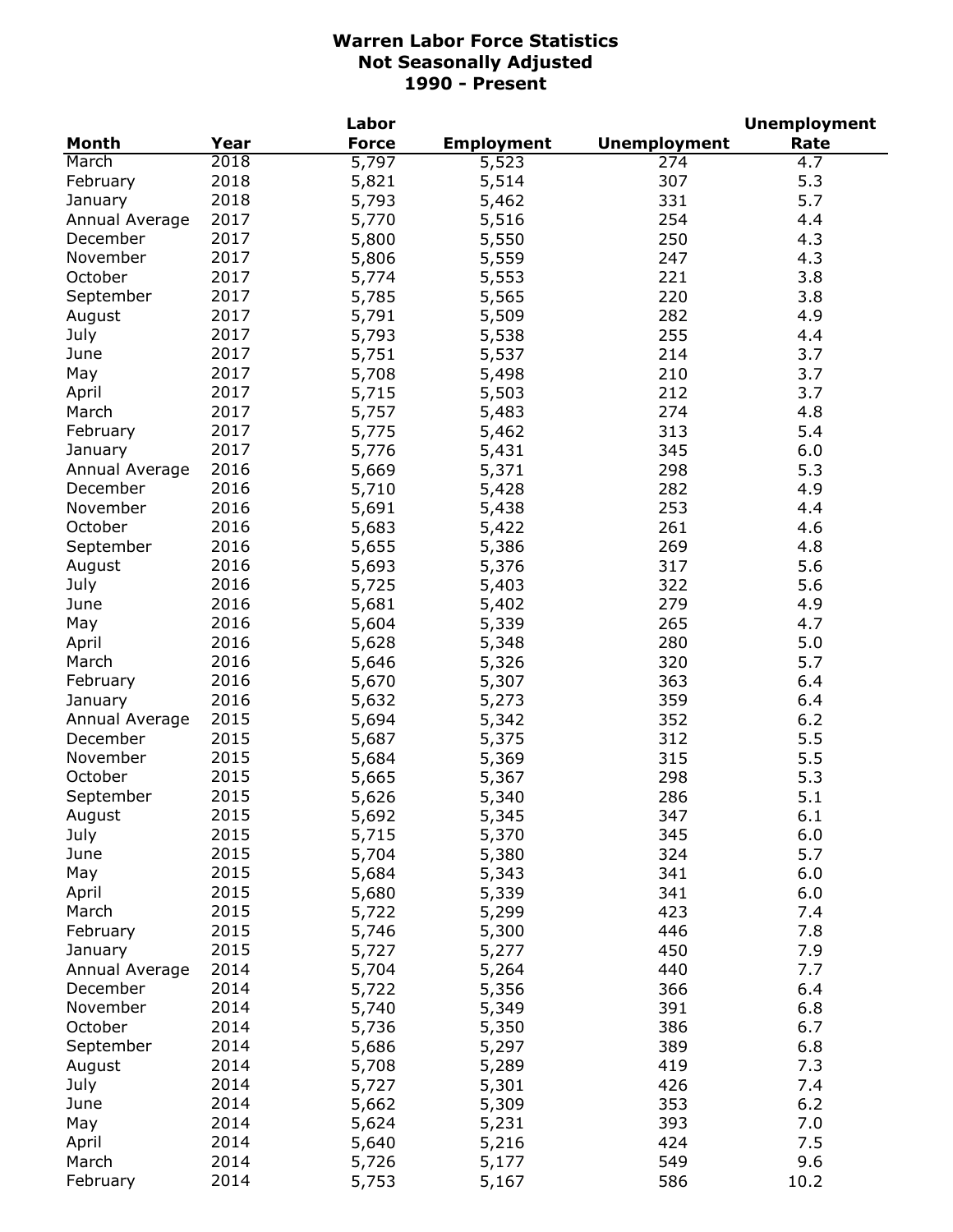# Warren Labor Force Statistics
## Not Seasonally Adjusted
## 1990 - Present

| Month | Year | Labor Force | Employment | Unemployment | Unemployment Rate |
|---|---|---|---|---|---|
| March | 2018 | 5,797 | 5,523 | 274 | 4.7 |
| February | 2018 | 5,821 | 5,514 | 307 | 5.3 |
| January | 2018 | 5,793 | 5,462 | 331 | 5.7 |
| Annual Average | 2017 | 5,770 | 5,516 | 254 | 4.4 |
| December | 2017 | 5,800 | 5,550 | 250 | 4.3 |
| November | 2017 | 5,806 | 5,559 | 247 | 4.3 |
| October | 2017 | 5,774 | 5,553 | 221 | 3.8 |
| September | 2017 | 5,785 | 5,565 | 220 | 3.8 |
| August | 2017 | 5,791 | 5,509 | 282 | 4.9 |
| July | 2017 | 5,793 | 5,538 | 255 | 4.4 |
| June | 2017 | 5,751 | 5,537 | 214 | 3.7 |
| May | 2017 | 5,708 | 5,498 | 210 | 3.7 |
| April | 2017 | 5,715 | 5,503 | 212 | 3.7 |
| March | 2017 | 5,757 | 5,483 | 274 | 4.8 |
| February | 2017 | 5,775 | 5,462 | 313 | 5.4 |
| January | 2017 | 5,776 | 5,431 | 345 | 6.0 |
| Annual Average | 2016 | 5,669 | 5,371 | 298 | 5.3 |
| December | 2016 | 5,710 | 5,428 | 282 | 4.9 |
| November | 2016 | 5,691 | 5,438 | 253 | 4.4 |
| October | 2016 | 5,683 | 5,422 | 261 | 4.6 |
| September | 2016 | 5,655 | 5,386 | 269 | 4.8 |
| August | 2016 | 5,693 | 5,376 | 317 | 5.6 |
| July | 2016 | 5,725 | 5,403 | 322 | 5.6 |
| June | 2016 | 5,681 | 5,402 | 279 | 4.9 |
| May | 2016 | 5,604 | 5,339 | 265 | 4.7 |
| April | 2016 | 5,628 | 5,348 | 280 | 5.0 |
| March | 2016 | 5,646 | 5,326 | 320 | 5.7 |
| February | 2016 | 5,670 | 5,307 | 363 | 6.4 |
| January | 2016 | 5,632 | 5,273 | 359 | 6.4 |
| Annual Average | 2015 | 5,694 | 5,342 | 352 | 6.2 |
| December | 2015 | 5,687 | 5,375 | 312 | 5.5 |
| November | 2015 | 5,684 | 5,369 | 315 | 5.5 |
| October | 2015 | 5,665 | 5,367 | 298 | 5.3 |
| September | 2015 | 5,626 | 5,340 | 286 | 5.1 |
| August | 2015 | 5,692 | 5,345 | 347 | 6.1 |
| July | 2015 | 5,715 | 5,370 | 345 | 6.0 |
| June | 2015 | 5,704 | 5,380 | 324 | 5.7 |
| May | 2015 | 5,684 | 5,343 | 341 | 6.0 |
| April | 2015 | 5,680 | 5,339 | 341 | 6.0 |
| March | 2015 | 5,722 | 5,299 | 423 | 7.4 |
| February | 2015 | 5,746 | 5,300 | 446 | 7.8 |
| January | 2015 | 5,727 | 5,277 | 450 | 7.9 |
| Annual Average | 2014 | 5,704 | 5,264 | 440 | 7.7 |
| December | 2014 | 5,722 | 5,356 | 366 | 6.4 |
| November | 2014 | 5,740 | 5,349 | 391 | 6.8 |
| October | 2014 | 5,736 | 5,350 | 386 | 6.7 |
| September | 2014 | 5,686 | 5,297 | 389 | 6.8 |
| August | 2014 | 5,708 | 5,289 | 419 | 7.3 |
| July | 2014 | 5,727 | 5,301 | 426 | 7.4 |
| June | 2014 | 5,662 | 5,309 | 353 | 6.2 |
| May | 2014 | 5,624 | 5,231 | 393 | 7.0 |
| April | 2014 | 5,640 | 5,216 | 424 | 7.5 |
| March | 2014 | 5,726 | 5,177 | 549 | 9.6 |
| February | 2014 | 5,753 | 5,167 | 586 | 10.2 |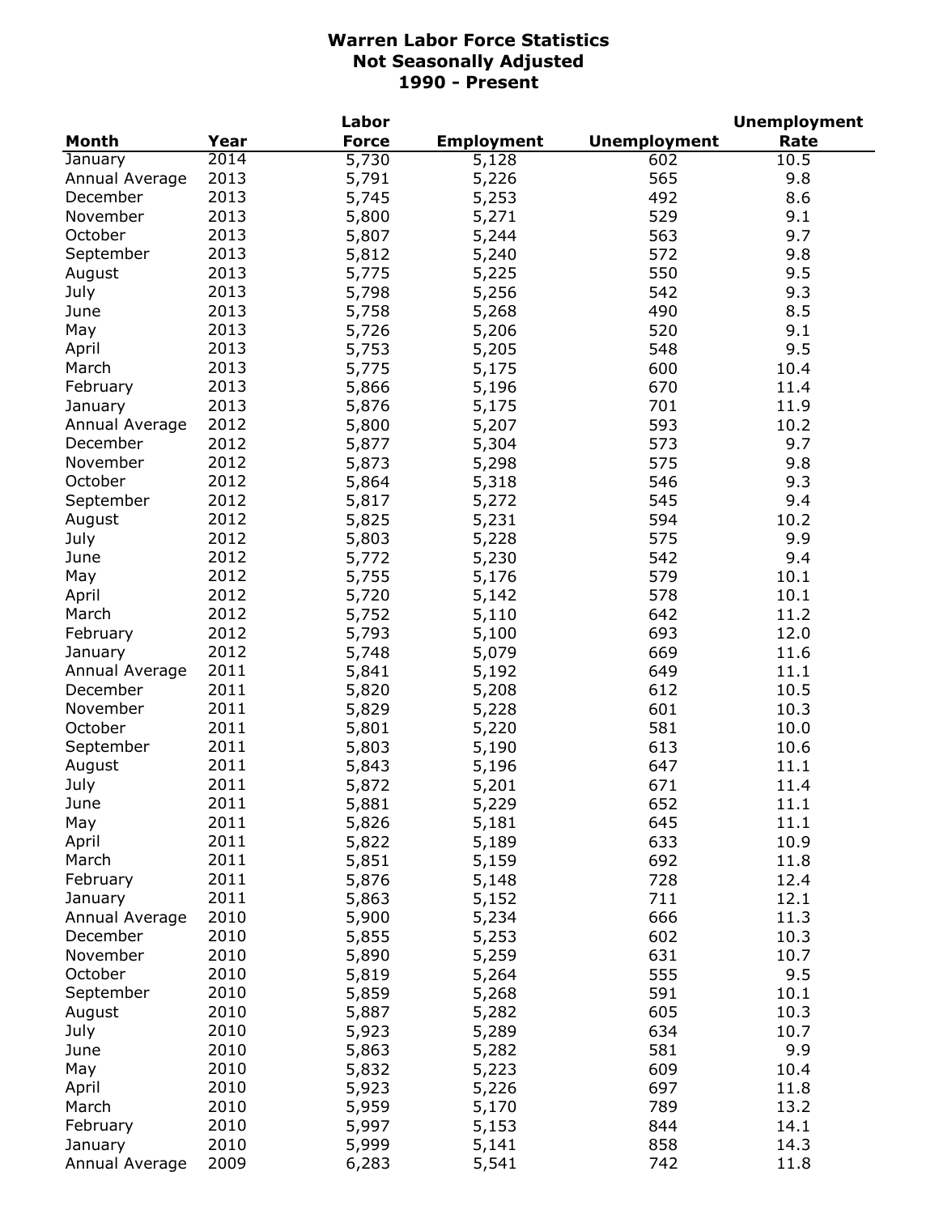# Warren Labor Force Statistics
## Not Seasonally Adjusted
## 1990 - Present

| Month | Year | Labor Force | Employment | Unemployment | Unemployment Rate |
|---|---|---|---|---|---|
| January | 2014 | 5,730 | 5,128 | 602 | 10.5 |
| Annual Average | 2013 | 5,791 | 5,226 | 565 | 9.8 |
| December | 2013 | 5,745 | 5,253 | 492 | 8.6 |
| November | 2013 | 5,800 | 5,271 | 529 | 9.1 |
| October | 2013 | 5,807 | 5,244 | 563 | 9.7 |
| September | 2013 | 5,812 | 5,240 | 572 | 9.8 |
| August | 2013 | 5,775 | 5,225 | 550 | 9.5 |
| July | 2013 | 5,798 | 5,256 | 542 | 9.3 |
| June | 2013 | 5,758 | 5,268 | 490 | 8.5 |
| May | 2013 | 5,726 | 5,206 | 520 | 9.1 |
| April | 2013 | 5,753 | 5,205 | 548 | 9.5 |
| March | 2013 | 5,775 | 5,175 | 600 | 10.4 |
| February | 2013 | 5,866 | 5,196 | 670 | 11.4 |
| January | 2013 | 5,876 | 5,175 | 701 | 11.9 |
| Annual Average | 2012 | 5,800 | 5,207 | 593 | 10.2 |
| December | 2012 | 5,877 | 5,304 | 573 | 9.7 |
| November | 2012 | 5,873 | 5,298 | 575 | 9.8 |
| October | 2012 | 5,864 | 5,318 | 546 | 9.3 |
| September | 2012 | 5,817 | 5,272 | 545 | 9.4 |
| August | 2012 | 5,825 | 5,231 | 594 | 10.2 |
| July | 2012 | 5,803 | 5,228 | 575 | 9.9 |
| June | 2012 | 5,772 | 5,230 | 542 | 9.4 |
| May | 2012 | 5,755 | 5,176 | 579 | 10.1 |
| April | 2012 | 5,720 | 5,142 | 578 | 10.1 |
| March | 2012 | 5,752 | 5,110 | 642 | 11.2 |
| February | 2012 | 5,793 | 5,100 | 693 | 12.0 |
| January | 2012 | 5,748 | 5,079 | 669 | 11.6 |
| Annual Average | 2011 | 5,841 | 5,192 | 649 | 11.1 |
| December | 2011 | 5,820 | 5,208 | 612 | 10.5 |
| November | 2011 | 5,829 | 5,228 | 601 | 10.3 |
| October | 2011 | 5,801 | 5,220 | 581 | 10.0 |
| September | 2011 | 5,803 | 5,190 | 613 | 10.6 |
| August | 2011 | 5,843 | 5,196 | 647 | 11.1 |
| July | 2011 | 5,872 | 5,201 | 671 | 11.4 |
| June | 2011 | 5,881 | 5,229 | 652 | 11.1 |
| May | 2011 | 5,826 | 5,181 | 645 | 11.1 |
| April | 2011 | 5,822 | 5,189 | 633 | 10.9 |
| March | 2011 | 5,851 | 5,159 | 692 | 11.8 |
| February | 2011 | 5,876 | 5,148 | 728 | 12.4 |
| January | 2011 | 5,863 | 5,152 | 711 | 12.1 |
| Annual Average | 2010 | 5,900 | 5,234 | 666 | 11.3 |
| December | 2010 | 5,855 | 5,253 | 602 | 10.3 |
| November | 2010 | 5,890 | 5,259 | 631 | 10.7 |
| October | 2010 | 5,819 | 5,264 | 555 | 9.5 |
| September | 2010 | 5,859 | 5,268 | 591 | 10.1 |
| August | 2010 | 5,887 | 5,282 | 605 | 10.3 |
| July | 2010 | 5,923 | 5,289 | 634 | 10.7 |
| June | 2010 | 5,863 | 5,282 | 581 | 9.9 |
| May | 2010 | 5,832 | 5,223 | 609 | 10.4 |
| April | 2010 | 5,923 | 5,226 | 697 | 11.8 |
| March | 2010 | 5,959 | 5,170 | 789 | 13.2 |
| February | 2010 | 5,997 | 5,153 | 844 | 14.1 |
| January | 2010 | 5,999 | 5,141 | 858 | 14.3 |
| Annual Average | 2009 | 6,283 | 5,541 | 742 | 11.8 |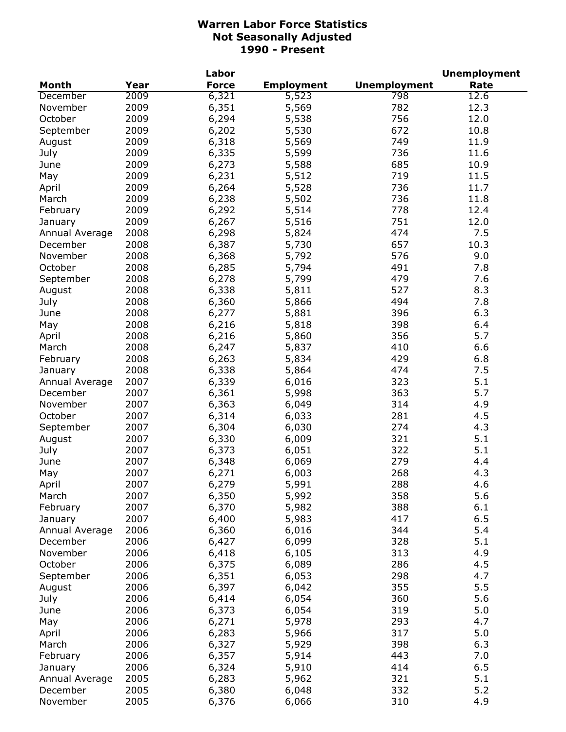# Warren Labor Force Statistics
## Not Seasonally Adjusted
## 1990 - Present

| Month | Year | Labor Force | Employment | Unemployment | Unemployment Rate |
|---|---|---|---|---|---|
| December | 2009 | 6,321 | 5,523 | 798 | 12.6 |
| November | 2009 | 6,351 | 5,569 | 782 | 12.3 |
| October | 2009 | 6,294 | 5,538 | 756 | 12.0 |
| September | 2009 | 6,202 | 5,530 | 672 | 10.8 |
| August | 2009 | 6,318 | 5,569 | 749 | 11.9 |
| July | 2009 | 6,335 | 5,599 | 736 | 11.6 |
| June | 2009 | 6,273 | 5,588 | 685 | 10.9 |
| May | 2009 | 6,231 | 5,512 | 719 | 11.5 |
| April | 2009 | 6,264 | 5,528 | 736 | 11.7 |
| March | 2009 | 6,238 | 5,502 | 736 | 11.8 |
| February | 2009 | 6,292 | 5,514 | 778 | 12.4 |
| January | 2009 | 6,267 | 5,516 | 751 | 12.0 |
| Annual Average | 2008 | 6,298 | 5,824 | 474 | 7.5 |
| December | 2008 | 6,387 | 5,730 | 657 | 10.3 |
| November | 2008 | 6,368 | 5,792 | 576 | 9.0 |
| October | 2008 | 6,285 | 5,794 | 491 | 7.8 |
| September | 2008 | 6,278 | 5,799 | 479 | 7.6 |
| August | 2008 | 6,338 | 5,811 | 527 | 8.3 |
| July | 2008 | 6,360 | 5,866 | 494 | 7.8 |
| June | 2008 | 6,277 | 5,881 | 396 | 6.3 |
| May | 2008 | 6,216 | 5,818 | 398 | 6.4 |
| April | 2008 | 6,216 | 5,860 | 356 | 5.7 |
| March | 2008 | 6,247 | 5,837 | 410 | 6.6 |
| February | 2008 | 6,263 | 5,834 | 429 | 6.8 |
| January | 2008 | 6,338 | 5,864 | 474 | 7.5 |
| Annual Average | 2007 | 6,339 | 6,016 | 323 | 5.1 |
| December | 2007 | 6,361 | 5,998 | 363 | 5.7 |
| November | 2007 | 6,363 | 6,049 | 314 | 4.9 |
| October | 2007 | 6,314 | 6,033 | 281 | 4.5 |
| September | 2007 | 6,304 | 6,030 | 274 | 4.3 |
| August | 2007 | 6,330 | 6,009 | 321 | 5.1 |
| July | 2007 | 6,373 | 6,051 | 322 | 5.1 |
| June | 2007 | 6,348 | 6,069 | 279 | 4.4 |
| May | 2007 | 6,271 | 6,003 | 268 | 4.3 |
| April | 2007 | 6,279 | 5,991 | 288 | 4.6 |
| March | 2007 | 6,350 | 5,992 | 358 | 5.6 |
| February | 2007 | 6,370 | 5,982 | 388 | 6.1 |
| January | 2007 | 6,400 | 5,983 | 417 | 6.5 |
| Annual Average | 2006 | 6,360 | 6,016 | 344 | 5.4 |
| December | 2006 | 6,427 | 6,099 | 328 | 5.1 |
| November | 2006 | 6,418 | 6,105 | 313 | 4.9 |
| October | 2006 | 6,375 | 6,089 | 286 | 4.5 |
| September | 2006 | 6,351 | 6,053 | 298 | 4.7 |
| August | 2006 | 6,397 | 6,042 | 355 | 5.5 |
| July | 2006 | 6,414 | 6,054 | 360 | 5.6 |
| June | 2006 | 6,373 | 6,054 | 319 | 5.0 |
| May | 2006 | 6,271 | 5,978 | 293 | 4.7 |
| April | 2006 | 6,283 | 5,966 | 317 | 5.0 |
| March | 2006 | 6,327 | 5,929 | 398 | 6.3 |
| February | 2006 | 6,357 | 5,914 | 443 | 7.0 |
| January | 2006 | 6,324 | 5,910 | 414 | 6.5 |
| Annual Average | 2005 | 6,283 | 5,962 | 321 | 5.1 |
| December | 2005 | 6,380 | 6,048 | 332 | 5.2 |
| November | 2005 | 6,376 | 6,066 | 310 | 4.9 |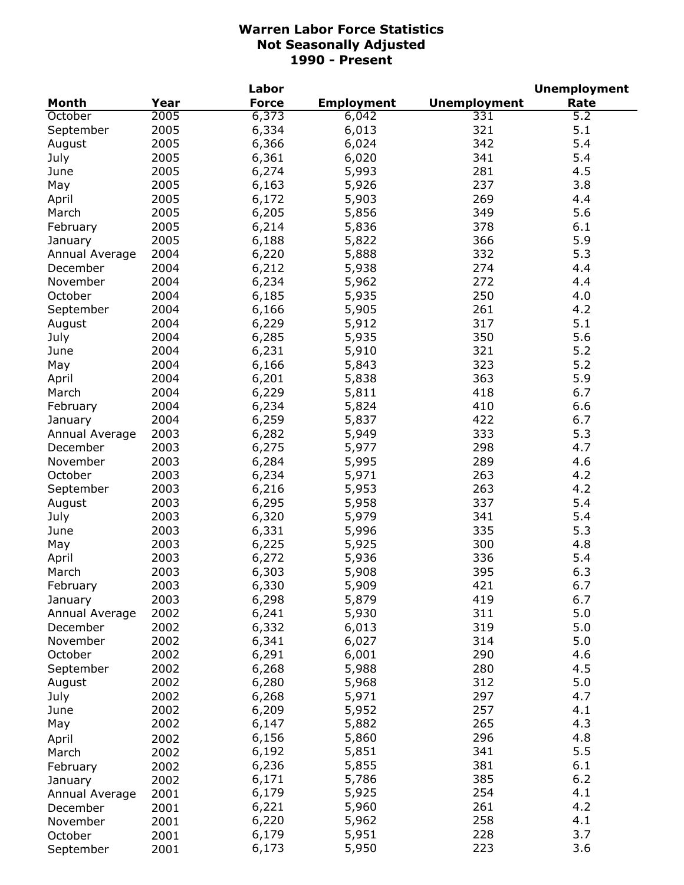# Warren Labor Force Statistics
## Not Seasonally Adjusted
## 1990 - Present

| Month | Year | Labor Force | Employment | Unemployment | Unemployment Rate |
|---|---|---|---|---|---|
| October | 2005 | 6,373 | 6,042 | 331 | 5.2 |
| September | 2005 | 6,334 | 6,013 | 321 | 5.1 |
| August | 2005 | 6,366 | 6,024 | 342 | 5.4 |
| July | 2005 | 6,361 | 6,020 | 341 | 5.4 |
| June | 2005 | 6,274 | 5,993 | 281 | 4.5 |
| May | 2005 | 6,163 | 5,926 | 237 | 3.8 |
| April | 2005 | 6,172 | 5,903 | 269 | 4.4 |
| March | 2005 | 6,205 | 5,856 | 349 | 5.6 |
| February | 2005 | 6,214 | 5,836 | 378 | 6.1 |
| January | 2005 | 6,188 | 5,822 | 366 | 5.9 |
| Annual Average | 2004 | 6,220 | 5,888 | 332 | 5.3 |
| December | 2004 | 6,212 | 5,938 | 274 | 4.4 |
| November | 2004 | 6,234 | 5,962 | 272 | 4.4 |
| October | 2004 | 6,185 | 5,935 | 250 | 4.0 |
| September | 2004 | 6,166 | 5,905 | 261 | 4.2 |
| August | 2004 | 6,229 | 5,912 | 317 | 5.1 |
| July | 2004 | 6,285 | 5,935 | 350 | 5.6 |
| June | 2004 | 6,231 | 5,910 | 321 | 5.2 |
| May | 2004 | 6,166 | 5,843 | 323 | 5.2 |
| April | 2004 | 6,201 | 5,838 | 363 | 5.9 |
| March | 2004 | 6,229 | 5,811 | 418 | 6.7 |
| February | 2004 | 6,234 | 5,824 | 410 | 6.6 |
| January | 2004 | 6,259 | 5,837 | 422 | 6.7 |
| Annual Average | 2003 | 6,282 | 5,949 | 333 | 5.3 |
| December | 2003 | 6,275 | 5,977 | 298 | 4.7 |
| November | 2003 | 6,284 | 5,995 | 289 | 4.6 |
| October | 2003 | 6,234 | 5,971 | 263 | 4.2 |
| September | 2003 | 6,216 | 5,953 | 263 | 4.2 |
| August | 2003 | 6,295 | 5,958 | 337 | 5.4 |
| July | 2003 | 6,320 | 5,979 | 341 | 5.4 |
| June | 2003 | 6,331 | 5,996 | 335 | 5.3 |
| May | 2003 | 6,225 | 5,925 | 300 | 4.8 |
| April | 2003 | 6,272 | 5,936 | 336 | 5.4 |
| March | 2003 | 6,303 | 5,908 | 395 | 6.3 |
| February | 2003 | 6,330 | 5,909 | 421 | 6.7 |
| January | 2003 | 6,298 | 5,879 | 419 | 6.7 |
| Annual Average | 2002 | 6,241 | 5,930 | 311 | 5.0 |
| December | 2002 | 6,332 | 6,013 | 319 | 5.0 |
| November | 2002 | 6,341 | 6,027 | 314 | 5.0 |
| October | 2002 | 6,291 | 6,001 | 290 | 4.6 |
| September | 2002 | 6,268 | 5,988 | 280 | 4.5 |
| August | 2002 | 6,280 | 5,968 | 312 | 5.0 |
| July | 2002 | 6,268 | 5,971 | 297 | 4.7 |
| June | 2002 | 6,209 | 5,952 | 257 | 4.1 |
| May | 2002 | 6,147 | 5,882 | 265 | 4.3 |
| April | 2002 | 6,156 | 5,860 | 296 | 4.8 |
| March | 2002 | 6,192 | 5,851 | 341 | 5.5 |
| February | 2002 | 6,236 | 5,855 | 381 | 6.1 |
| January | 2002 | 6,171 | 5,786 | 385 | 6.2 |
| Annual Average | 2001 | 6,179 | 5,925 | 254 | 4.1 |
| December | 2001 | 6,221 | 5,960 | 261 | 4.2 |
| November | 2001 | 6,220 | 5,962 | 258 | 4.1 |
| October | 2001 | 6,179 | 5,951 | 228 | 3.7 |
| September | 2001 | 6,173 | 5,950 | 223 | 3.6 |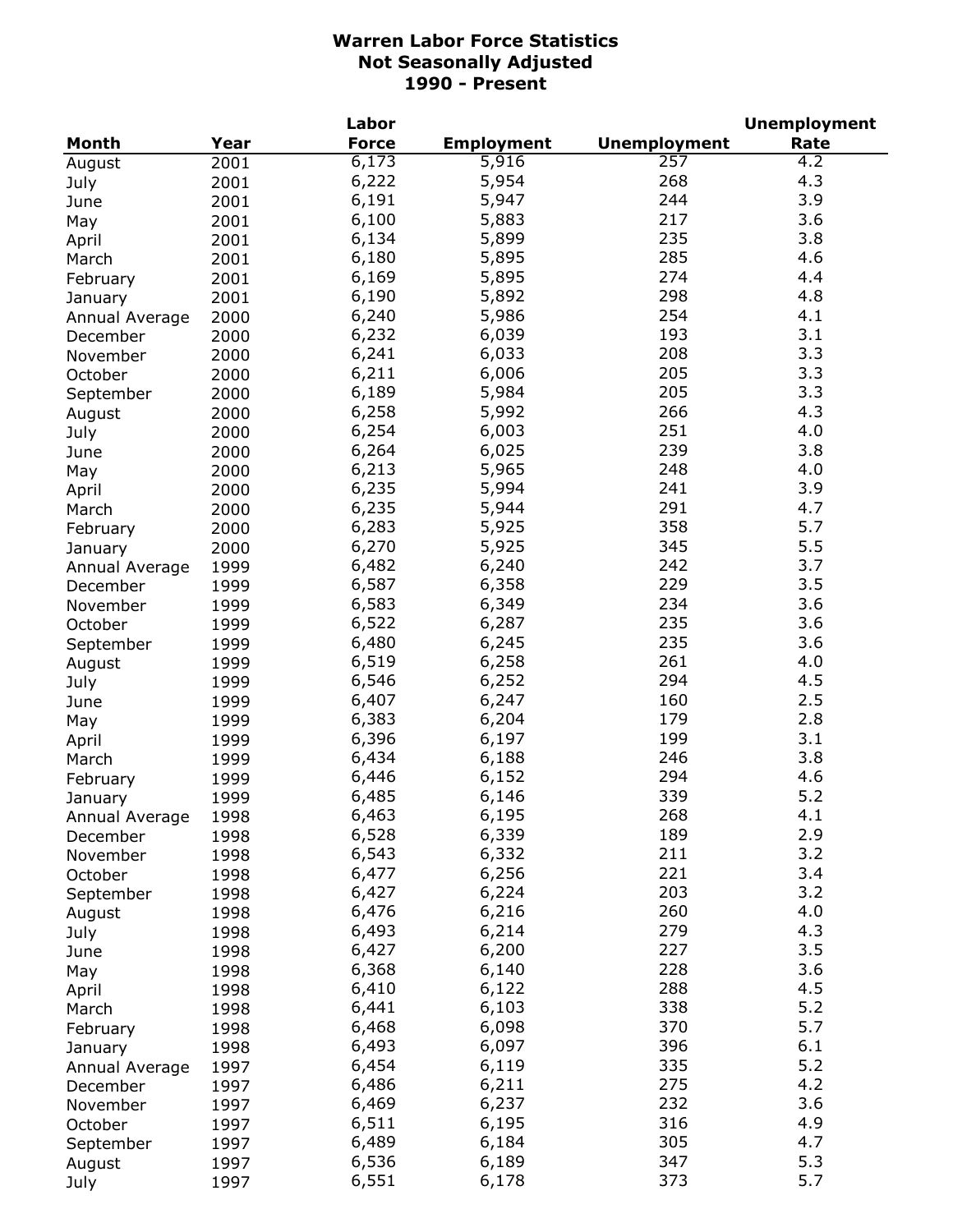# Warren Labor Force Statistics
## Not Seasonally Adjusted
## 1990 - Present

| Month | Year | Labor Force | Employment | Unemployment | Unemployment Rate |
|---|---|---|---|---|---|
| August | 2001 | 6,173 | 5,916 | 257 | 4.2 |
| July | 2001 | 6,222 | 5,954 | 268 | 4.3 |
| June | 2001 | 6,191 | 5,947 | 244 | 3.9 |
| May | 2001 | 6,100 | 5,883 | 217 | 3.6 |
| April | 2001 | 6,134 | 5,899 | 235 | 3.8 |
| March | 2001 | 6,180 | 5,895 | 285 | 4.6 |
| February | 2001 | 6,169 | 5,895 | 274 | 4.4 |
| January | 2001 | 6,190 | 5,892 | 298 | 4.8 |
| Annual Average | 2000 | 6,240 | 5,986 | 254 | 4.1 |
| December | 2000 | 6,232 | 6,039 | 193 | 3.1 |
| November | 2000 | 6,241 | 6,033 | 208 | 3.3 |
| October | 2000 | 6,211 | 6,006 | 205 | 3.3 |
| September | 2000 | 6,189 | 5,984 | 205 | 3.3 |
| August | 2000 | 6,258 | 5,992 | 266 | 4.3 |
| July | 2000 | 6,254 | 6,003 | 251 | 4.0 |
| June | 2000 | 6,264 | 6,025 | 239 | 3.8 |
| May | 2000 | 6,213 | 5,965 | 248 | 4.0 |
| April | 2000 | 6,235 | 5,994 | 241 | 3.9 |
| March | 2000 | 6,235 | 5,944 | 291 | 4.7 |
| February | 2000 | 6,283 | 5,925 | 358 | 5.7 |
| January | 2000 | 6,270 | 5,925 | 345 | 5.5 |
| Annual Average | 1999 | 6,482 | 6,240 | 242 | 3.7 |
| December | 1999 | 6,587 | 6,358 | 229 | 3.5 |
| November | 1999 | 6,583 | 6,349 | 234 | 3.6 |
| October | 1999 | 6,522 | 6,287 | 235 | 3.6 |
| September | 1999 | 6,480 | 6,245 | 235 | 3.6 |
| August | 1999 | 6,519 | 6,258 | 261 | 4.0 |
| July | 1999 | 6,546 | 6,252 | 294 | 4.5 |
| June | 1999 | 6,407 | 6,247 | 160 | 2.5 |
| May | 1999 | 6,383 | 6,204 | 179 | 2.8 |
| April | 1999 | 6,396 | 6,197 | 199 | 3.1 |
| March | 1999 | 6,434 | 6,188 | 246 | 3.8 |
| February | 1999 | 6,446 | 6,152 | 294 | 4.6 |
| January | 1999 | 6,485 | 6,146 | 339 | 5.2 |
| Annual Average | 1998 | 6,463 | 6,195 | 268 | 4.1 |
| December | 1998 | 6,528 | 6,339 | 189 | 2.9 |
| November | 1998 | 6,543 | 6,332 | 211 | 3.2 |
| October | 1998 | 6,477 | 6,256 | 221 | 3.4 |
| September | 1998 | 6,427 | 6,224 | 203 | 3.2 |
| August | 1998 | 6,476 | 6,216 | 260 | 4.0 |
| July | 1998 | 6,493 | 6,214 | 279 | 4.3 |
| June | 1998 | 6,427 | 6,200 | 227 | 3.5 |
| May | 1998 | 6,368 | 6,140 | 228 | 3.6 |
| April | 1998 | 6,410 | 6,122 | 288 | 4.5 |
| March | 1998 | 6,441 | 6,103 | 338 | 5.2 |
| February | 1998 | 6,468 | 6,098 | 370 | 5.7 |
| January | 1998 | 6,493 | 6,097 | 396 | 6.1 |
| Annual Average | 1997 | 6,454 | 6,119 | 335 | 5.2 |
| December | 1997 | 6,486 | 6,211 | 275 | 4.2 |
| November | 1997 | 6,469 | 6,237 | 232 | 3.6 |
| October | 1997 | 6,511 | 6,195 | 316 | 4.9 |
| September | 1997 | 6,489 | 6,184 | 305 | 4.7 |
| August | 1997 | 6,536 | 6,189 | 347 | 5.3 |
| July | 1997 | 6,551 | 6,178 | 373 | 5.7 |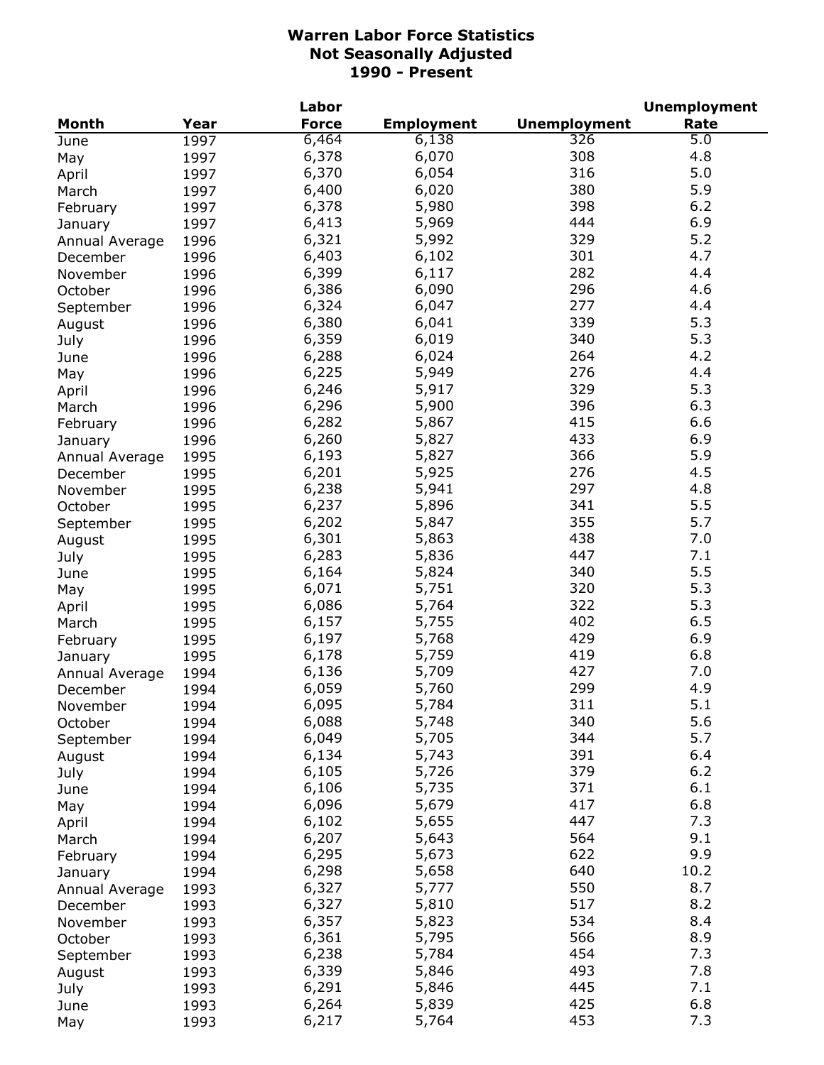# Warren Labor Force Statistics
## Not Seasonally Adjusted
## 1990 - Present

| Month | Year | Labor Force | Employment | Unemployment | Unemployment Rate |
|---|---|---|---|---|---|
| June | 1997 | 6,464 | 6,138 | 326 | 5.0 |
| May | 1997 | 6,378 | 6,070 | 308 | 4.8 |
| April | 1997 | 6,370 | 6,054 | 316 | 5.0 |
| March | 1997 | 6,400 | 6,020 | 380 | 5.9 |
| February | 1997 | 6,378 | 5,980 | 398 | 6.2 |
| January | 1997 | 6,413 | 5,969 | 444 | 6.9 |
| Annual Average | 1996 | 6,321 | 5,992 | 329 | 5.2 |
| December | 1996 | 6,403 | 6,102 | 301 | 4.7 |
| November | 1996 | 6,399 | 6,117 | 282 | 4.4 |
| October | 1996 | 6,386 | 6,090 | 296 | 4.6 |
| September | 1996 | 6,324 | 6,047 | 277 | 4.4 |
| August | 1996 | 6,380 | 6,041 | 339 | 5.3 |
| July | 1996 | 6,359 | 6,019 | 340 | 5.3 |
| June | 1996 | 6,288 | 6,024 | 264 | 4.2 |
| May | 1996 | 6,225 | 5,949 | 276 | 4.4 |
| April | 1996 | 6,246 | 5,917 | 329 | 5.3 |
| March | 1996 | 6,296 | 5,900 | 396 | 6.3 |
| February | 1996 | 6,282 | 5,867 | 415 | 6.6 |
| January | 1996 | 6,260 | 5,827 | 433 | 6.9 |
| Annual Average | 1995 | 6,193 | 5,827 | 366 | 5.9 |
| December | 1995 | 6,201 | 5,925 | 276 | 4.5 |
| November | 1995 | 6,238 | 5,941 | 297 | 4.8 |
| October | 1995 | 6,237 | 5,896 | 341 | 5.5 |
| September | 1995 | 6,202 | 5,847 | 355 | 5.7 |
| August | 1995 | 6,301 | 5,863 | 438 | 7.0 |
| July | 1995 | 6,283 | 5,836 | 447 | 7.1 |
| June | 1995 | 6,164 | 5,824 | 340 | 5.5 |
| May | 1995 | 6,071 | 5,751 | 320 | 5.3 |
| April | 1995 | 6,086 | 5,764 | 322 | 5.3 |
| March | 1995 | 6,157 | 5,755 | 402 | 6.5 |
| February | 1995 | 6,197 | 5,768 | 429 | 6.9 |
| January | 1995 | 6,178 | 5,759 | 419 | 6.8 |
| Annual Average | 1994 | 6,136 | 5,709 | 427 | 7.0 |
| December | 1994 | 6,059 | 5,760 | 299 | 4.9 |
| November | 1994 | 6,095 | 5,784 | 311 | 5.1 |
| October | 1994 | 6,088 | 5,748 | 340 | 5.6 |
| September | 1994 | 6,049 | 5,705 | 344 | 5.7 |
| August | 1994 | 6,134 | 5,743 | 391 | 6.4 |
| July | 1994 | 6,105 | 5,726 | 379 | 6.2 |
| June | 1994 | 6,106 | 5,735 | 371 | 6.1 |
| May | 1994 | 6,096 | 5,679 | 417 | 6.8 |
| April | 1994 | 6,102 | 5,655 | 447 | 7.3 |
| March | 1994 | 6,207 | 5,643 | 564 | 9.1 |
| February | 1994 | 6,295 | 5,673 | 622 | 9.9 |
| January | 1994 | 6,298 | 5,658 | 640 | 10.2 |
| Annual Average | 1993 | 6,327 | 5,777 | 550 | 8.7 |
| December | 1993 | 6,327 | 5,810 | 517 | 8.2 |
| November | 1993 | 6,357 | 5,823 | 534 | 8.4 |
| October | 1993 | 6,361 | 5,795 | 566 | 8.9 |
| September | 1993 | 6,238 | 5,784 | 454 | 7.3 |
| August | 1993 | 6,339 | 5,846 | 493 | 7.8 |
| July | 1993 | 6,291 | 5,846 | 445 | 7.1 |
| June | 1993 | 6,264 | 5,839 | 425 | 6.8 |
| May | 1993 | 6,217 | 5,764 | 453 | 7.3 |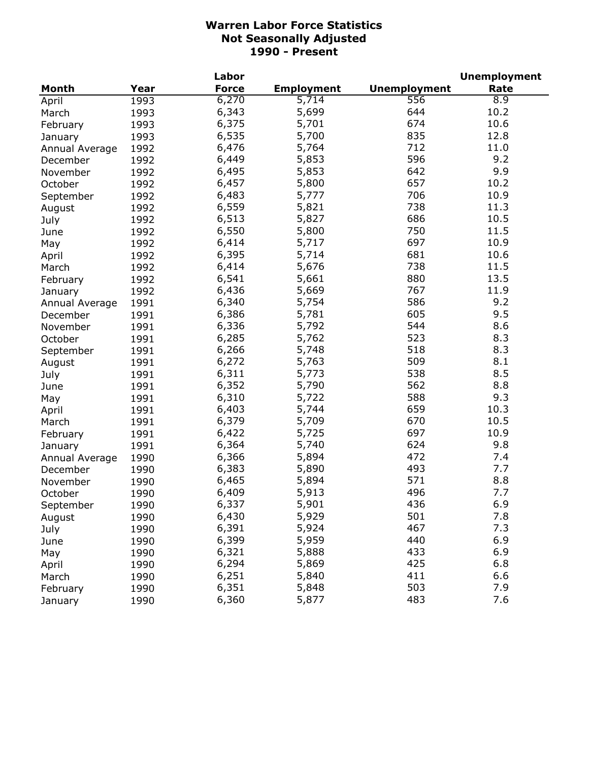# Warren Labor Force Statistics
## Not Seasonally Adjusted
## 1990 - Present

| Month | Year | Labor Force | Employment | Unemployment | Unemployment Rate |
|---|---|---|---|---|---|
| April | 1993 | 6,270 | 5,714 | 556 | 8.9 |
| March | 1993 | 6,343 | 5,699 | 644 | 10.2 |
| February | 1993 | 6,375 | 5,701 | 674 | 10.6 |
| January | 1993 | 6,535 | 5,700 | 835 | 12.8 |
| Annual Average | 1992 | 6,476 | 5,764 | 712 | 11.0 |
| December | 1992 | 6,449 | 5,853 | 596 | 9.2 |
| November | 1992 | 6,495 | 5,853 | 642 | 9.9 |
| October | 1992 | 6,457 | 5,800 | 657 | 10.2 |
| September | 1992 | 6,483 | 5,777 | 706 | 10.9 |
| August | 1992 | 6,559 | 5,821 | 738 | 11.3 |
| July | 1992 | 6,513 | 5,827 | 686 | 10.5 |
| June | 1992 | 6,550 | 5,800 | 750 | 11.5 |
| May | 1992 | 6,414 | 5,717 | 697 | 10.9 |
| April | 1992 | 6,395 | 5,714 | 681 | 10.6 |
| March | 1992 | 6,414 | 5,676 | 738 | 11.5 |
| February | 1992 | 6,541 | 5,661 | 880 | 13.5 |
| January | 1992 | 6,436 | 5,669 | 767 | 11.9 |
| Annual Average | 1991 | 6,340 | 5,754 | 586 | 9.2 |
| December | 1991 | 6,386 | 5,781 | 605 | 9.5 |
| November | 1991 | 6,336 | 5,792 | 544 | 8.6 |
| October | 1991 | 6,285 | 5,762 | 523 | 8.3 |
| September | 1991 | 6,266 | 5,748 | 518 | 8.3 |
| August | 1991 | 6,272 | 5,763 | 509 | 8.1 |
| July | 1991 | 6,311 | 5,773 | 538 | 8.5 |
| June | 1991 | 6,352 | 5,790 | 562 | 8.8 |
| May | 1991 | 6,310 | 5,722 | 588 | 9.3 |
| April | 1991 | 6,403 | 5,744 | 659 | 10.3 |
| March | 1991 | 6,379 | 5,709 | 670 | 10.5 |
| February | 1991 | 6,422 | 5,725 | 697 | 10.9 |
| January | 1991 | 6,364 | 5,740 | 624 | 9.8 |
| Annual Average | 1990 | 6,366 | 5,894 | 472 | 7.4 |
| December | 1990 | 6,383 | 5,890 | 493 | 7.7 |
| November | 1990 | 6,465 | 5,894 | 571 | 8.8 |
| October | 1990 | 6,409 | 5,913 | 496 | 7.7 |
| September | 1990 | 6,337 | 5,901 | 436 | 6.9 |
| August | 1990 | 6,430 | 5,929 | 501 | 7.8 |
| July | 1990 | 6,391 | 5,924 | 467 | 7.3 |
| June | 1990 | 6,399 | 5,959 | 440 | 6.9 |
| May | 1990 | 6,321 | 5,888 | 433 | 6.9 |
| April | 1990 | 6,294 | 5,869 | 425 | 6.8 |
| March | 1990 | 6,251 | 5,840 | 411 | 6.6 |
| February | 1990 | 6,351 | 5,848 | 503 | 7.9 |
| January | 1990 | 6,360 | 5,877 | 483 | 7.6 |